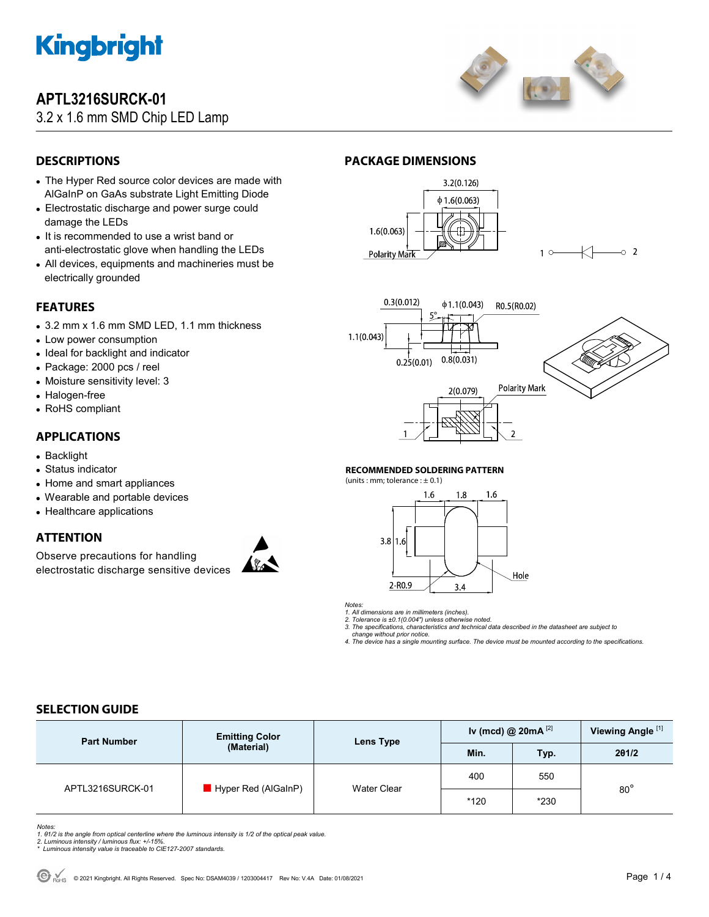# APTL3216SURCK-01

3.2 x 1.6 mm SMD Chip LED Lamp

## DESCRIPTIONS

- The Hyper Red source color devices are made with AlGaInP on GaAs substrate Light Emitting Diode
- Electrostatic discharge and power surge could damage the LEDs
- It is recommended to use a wrist band or anti-electrostatic glove when handling the LEDs
- All devices, equipments and machineries must be electrically grounded

## FEATURES

- 3.2 mm x 1.6 mm SMD LED, 1.1 mm thickness
- Low power consumption
- Ideal for backlight and indicator
- Package: 2000 pcs / reel
- Moisture sensitivity level: 3
- Halogen-free
- RoHS compliant

## APPLICATIONS

- Backlight
- Status indicator
- Home and smart appliances
- Wearable and portable devices
- Healthcare applications

## ATTENTION

Observe precautions for handling electrostatic discharge sensitive devices

## PACKAGE DIMENSIONS

### RECOMMENDED SOLDERING PATTERN

(units : mm; tolerance : ± 0.1)

*Notes:*
*1. All dimensions are in millimeters (inches).*
*2. Tolerance is ±0.1(0.004") unless otherwise noted.*
*3. The specifications, characteristics and technical data described in the datasheet are subject to change without prior notice.*
*4. The device has a single mounting surface. The device must be mounted according to the specifications.*

## SELECTION GUIDE

| Part Number | Emitting Color (Material) | Lens Type | Iv (mcd) @ 20mA [2] | | Viewing Angle [1] |
|---|---|---|---|---|---|
| | | | Min. | Typ. | 2θ1/2 |
| APTL3216SURCK-01 | Hyper Red (AlGaInP) | Water Clear | 400 | 550 | 80° |
| | | | *120 | *230 | |

*Notes:*
*1. θ1/2 is the angle from optical centerline where the luminous intensity is 1/2 of the optical peak value.*
*2. Luminous intensity / luminous flux: +/-15%.*
*\* Luminous intensity value is traceable to CIE127-2007 standards.*

© 2021 Kingbright. All Rights Reserved. Spec No: DSAM4039 / 1203004417 Rev No: V.4A Date: 01/08/2021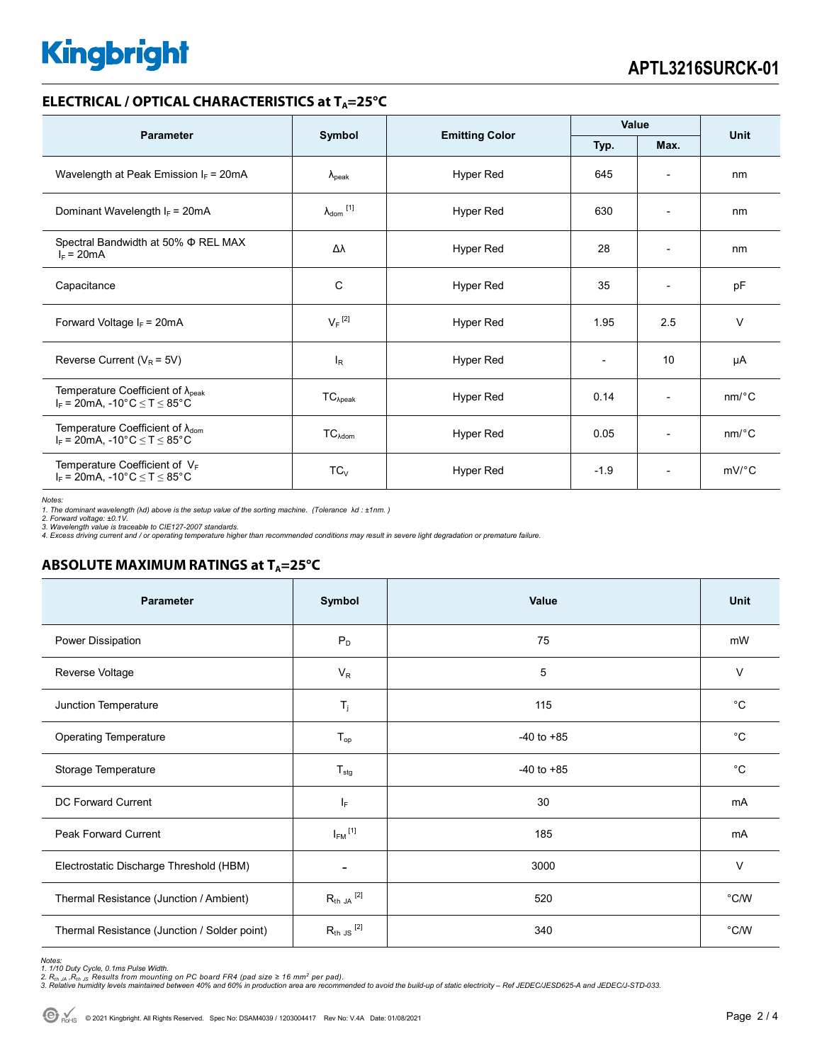## ELECTRICAL / OPTICAL CHARACTERISTICS at $T_A$=25°C

| Parameter | Symbol | Emitting Color | Value | | Unit |
|---|---|---|---|---|---|
| | | | Typ. | Max. | |
| Wavelength at Peak Emission $I_F$ = 20mA | $\lambda_{peak}$ | Hyper Red | 645 | - | nm |
| Dominant Wavelength $I_F$ = 20mA | $\lambda_{dom}$ [1] | Hyper Red | 630 | - | nm |
| Spectral Bandwidth at 50% Φ REL MAX $I_F$ = 20mA | Δλ | Hyper Red | 28 | - | nm |
| Capacitance | C | Hyper Red | 35 | - | pF |
| Forward Voltage $I_F$ = 20mA | $V_F$ [2] | Hyper Red | 1.95 | 2.5 | V |
| Reverse Current ($V_R$ = 5V) | $I_R$ | Hyper Red | - | 10 | μA |
| Temperature Coefficient of $\lambda_{peak}$ $I_F$ = 20mA, -10°C ≤ T ≤ 85°C | $TC_{\lambda peak}$ | Hyper Red | 0.14 | - | nm/°C |
| Temperature Coefficient of $\lambda_{dom}$ $I_F$ = 20mA, -10°C ≤ T ≤ 85°C | $TC_{\lambda dom}$ | Hyper Red | 0.05 | - | nm/°C |
| Temperature Coefficient of $V_F$ $I_F$ = 20mA, -10°C ≤ T ≤ 85°C | $TC_V$ | Hyper Red | -1.9 | - | mV/°C |

*Notes:*
*1. The dominant wavelength (λd) above is the setup value of the sorting machine. (Tolerance λd : ±1nm. )*
*2. Forward voltage: ±0.1V.*
*3. Wavelength value is traceable to CIE127-2007 standards.*
*4. Excess driving current and / or operating temperature higher than recommended conditions may result in severe light degradation or premature failure.*

## ABSOLUTE MAXIMUM RATINGS at $T_A$=25°C

| Parameter | Symbol | Value | Unit |
|---|---|---|---|
| Power Dissipation | $P_D$ | 75 | mW |
| Reverse Voltage | $V_R$ | 5 | V |
| Junction Temperature | $T_j$ | 115 | °C |
| Operating Temperature | $T_{op}$ | -40 to +85 | °C |
| Storage Temperature | $T_{stg}$ | -40 to +85 | °C |
| DC Forward Current | $I_F$ | 30 | mA |
| Peak Forward Current | $I_{FM}$ [1] | 185 | mA |
| Electrostatic Discharge Threshold (HBM) | - | 3000 | V |
| Thermal Resistance (Junction / Ambient) | $R_{th\ JA}$ [2] | 520 | °C/W |
| Thermal Resistance (Junction / Solder point) | $R_{th\ JS}$ [2] | 340 | °C/W |

*Notes:*
*1. 1/10 Duty Cycle, 0.1ms Pulse Width.*
*2. $R_{th\ JA}$ ,$R_{th\ JS}$ Results from mounting on PC board FR4 (pad size ≥ 16 mm² per pad).*
*3. Relative humidity levels maintained between 40% and 60% in production area are recommended to avoid the build-up of static electricity – Ref JEDEC/JESD625-A and JEDEC/J-STD-033.*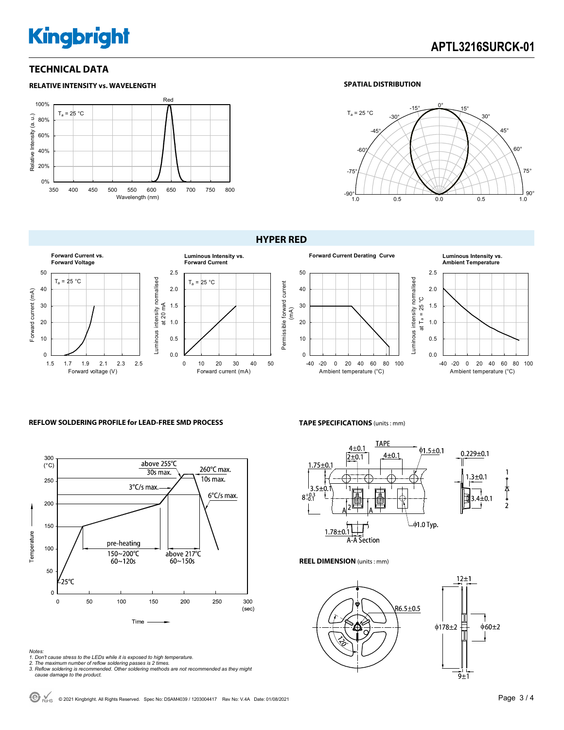## TECHNICAL DATA

### RELATIVE INTENSITY vs. WAVELENGTH

$T_a$ = 25 °C

Red

Relative Intensity (a.u.): 0%, 20%, 40%, 60%, 80%, 100%

Wavelength (nm): 350, 400, 450, 500, 550, 600, 650, 700, 750, 800

### SPATIAL DISTRIBUTION

$T_a$ = 25 °C

0°, 15°, 30°, 45°, 60°, 75°, 90°, -15°, -30°, -45°, -60°, -75°, -90°

1.0, 0.5, 0.0, 0.5, 1.0

## HYPER RED

**Forward Current vs. Forward Voltage**

$T_a$ = 25 °C

Forward current (mA): 0, 10, 20, 30, 40, 50

Forward voltage (V): 1.5, 1.7, 1.9, 2.1, 2.3, 2.5

**Luminous Intensity vs. Forward Current**

$T_a$ = 25 °C

Luminous intensity normalised at 20 mA: 0.0, 0.5, 1.0, 1.5, 2.0, 2.5

Forward current (mA): 0, 10, 20, 30, 40, 50

**Forward Current Derating Curve**

Permissible forward current (mA): 0, 10, 20, 30, 40, 50

Ambient temperature (°C): -40, -20, 0, 20, 40, 60, 80, 100

**Luminous Intensity vs. Ambient Temperature**

Luminous intensity normalised at $T_a$ = 25 °C: 0.0, 0.5, 1.0, 1.5, 2.0, 2.5

Ambient temperature (°C): -40, -20, 0, 20, 40, 60, 80, 100

### REFLOW SOLDERING PROFILE for LEAD-FREE SMD PROCESS

Temperature (°C): 0, 50, 100, 150, 200, 250, 300

Time (sec): 0, 50, 100, 150, 200, 250, 300

- 25℃
- pre-heating 150~200℃ 60~120s
- 3℃/s max.
- above 255℃ 30s max.
- 260℃ max. 10s max.
- above 217℃ 60~150s
- 6℃/s max.

*Notes:*
*1. Don't cause stress to the LEDs while it is exposed to high temperature.*
*2. The maximum number of reflow soldering passes is 2 times.*
*3. Reflow soldering is recommended. Other soldering methods are not recommended as they might cause damage to the product.*

### TAPE SPECIFICATIONS (units : mm)

TAPE

4±0.1, 2±0.1, 4±0.1, ϕ1.5±0.1, 1.75±0.1, 3.5±0.1, $8^{+0.3}_{-0.1}$, 0.229±0.1, 1.3±0.1, 3.4±0.1, ϕ1.0 Typ., 1.78±0.1

A-A Section

1, 2

### REEL DIMENSION (units : mm)

R6.5±0.5, 120°, 12±1, ϕ178±2, ϕ60±2, 9±1

© 2021 Kingbright. All Rights Reserved. Spec No: DSAM4039 / 1203004417 Rev No: V.4A Date: 01/08/2021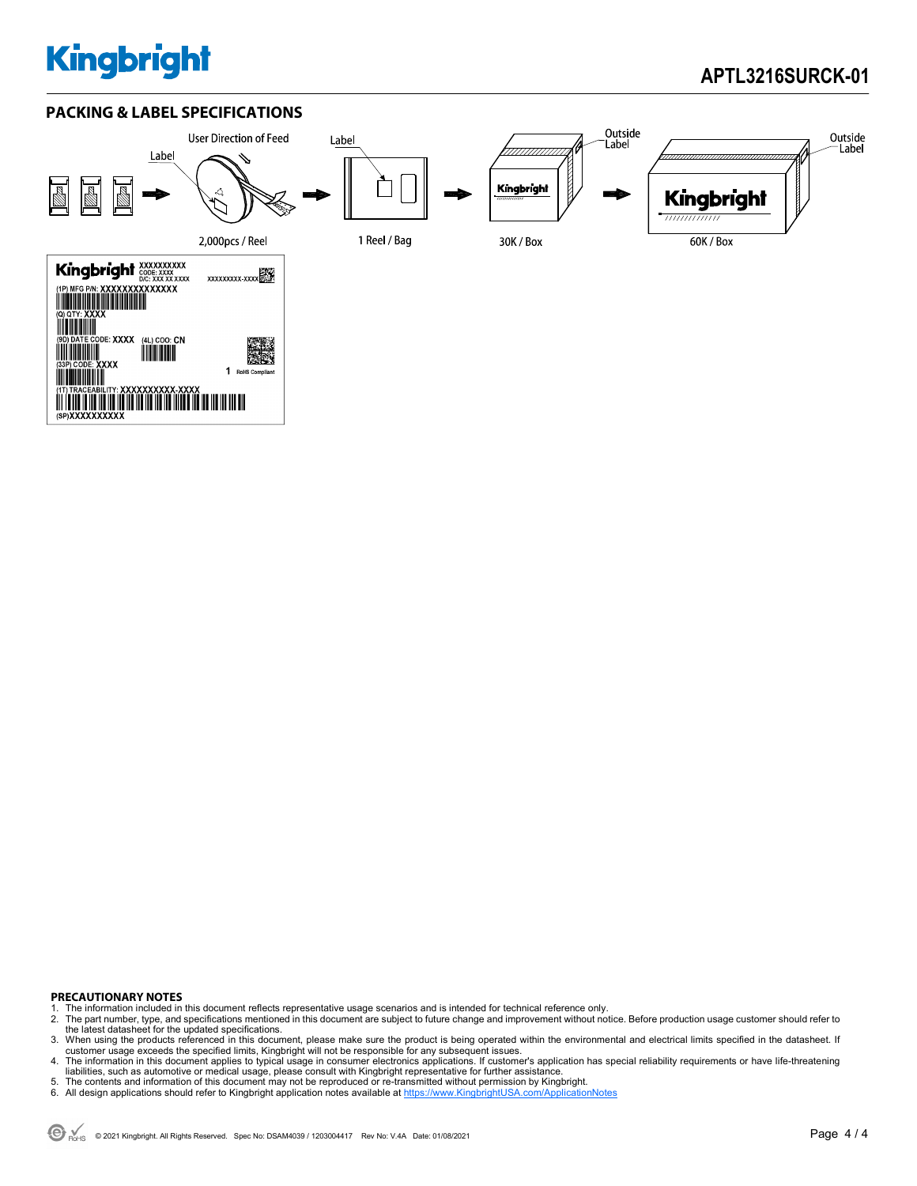## PACKING & LABEL SPECIFICATIONS

User Direction of Feed

Label

2,000pcs / Reel

Label

1 Reel / Bag

Outside Label

30K / Box

Outside Label

60K / Box

Kingbright XXXXXXXXXX
CODE: XXXX
D/C: XXX XX XXXX
XXXXXXXXX-XXXX
(1P) MFG P/N: XXXXXXXXXXXXXX
(Q) QTY: XXXX
(9D) DATE CODE: XXXX (4L) COO: CN
(33P) CODE: XXXX
1 RoHS Compliant
(1T) TRACEABILITY: XXXXXXXXXX-XXXX
(SP)XXXXXXXXXX

**PRECAUTIONARY NOTES**

1. The information included in this document reflects representative usage scenarios and is intended for technical reference only.
2. The part number, type, and specifications mentioned in this document are subject to future change and improvement without notice. Before production usage customer should refer to the latest datasheet for the updated specifications.
3. When using the products referenced in this document, please make sure the product is being operated within the environmental and electrical limits specified in the datasheet. If customer usage exceeds the specified limits, Kingbright will not be responsible for any subsequent issues.
4. The information in this document applies to typical usage in consumer electronics applications. If customer's application has special reliability requirements or have life-threatening liabilities, such as automotive or medical usage, please consult with Kingbright representative for further assistance.
5. The contents and information of this document may not be reproduced or re-transmitted without permission by Kingbright.
6. All design applications should refer to Kingbright application notes available at https://www.KingbrightUSA.com/ApplicationNotes

© 2021 Kingbright. All Rights Reserved. Spec No: DSAM4039 / 1203004417 Rev No: V.4A Date: 01/08/2021